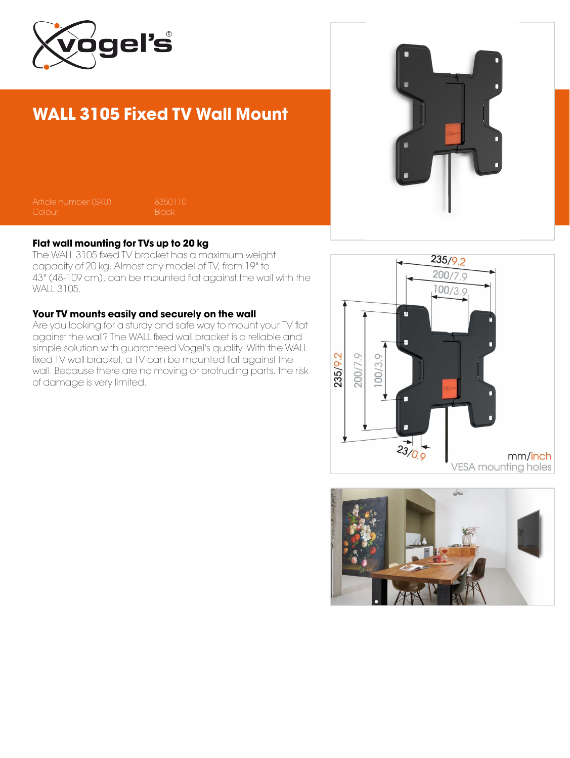# WALL 3105 Fixed TV Wall Mount

| Article number (SKU) | 8350110 |
| --- | --- |
| Colour | Black |

### Flat wall mounting for TVs up to 20 kg

The WALL 3105 fixed TV bracket has a maximum weight capacity of 20 kg. Almost any model of TV, from 19" to 43" (48-109 cm), can be mounted flat against the wall with the WALL 3105.

### Your TV mounts easily and securely on the wall

Are you looking for a sturdy and safe way to mount your TV flat against the wall? The WALL fixed wall bracket is a reliable and simple solution with guaranteed Vogel's quality. With the WALL fixed TV wall bracket, a TV can be mounted flat against the wall. Because there are no moving or protruding parts, the risk of damage is very limited.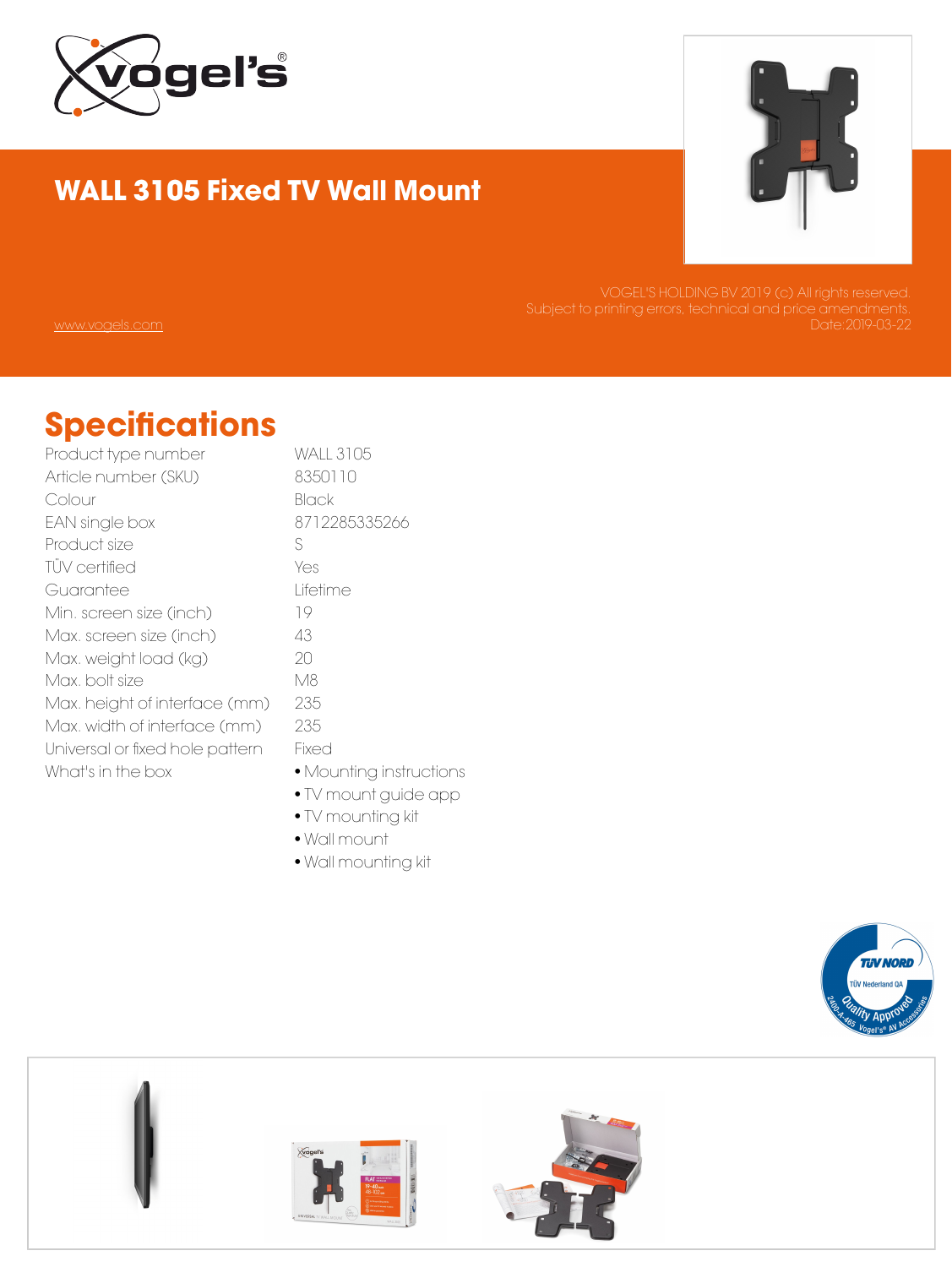# WALL 3105 Fixed TV Wall Mount

www.vogels.com

VOGEL'S HOLDING BV 2019 (c) All rights reserved.
Subject to printing errors, technical and price amendments.
Date:2019-03-22

## Specifications

| | |
|---|---|
| Product type number | WALL 3105 |
| Article number (SKU) | 8350110 |
| Colour | Black |
| EAN single box | 8712285335266 |
| Product size | S |
| TÜV certified | Yes |
| Guarantee | Lifetime |
| Min. screen size (inch) | 19 |
| Max. screen size (inch) | 43 |
| Max. weight load (kg) | 20 |
| Max. bolt size | M8 |
| Max. height of interface (mm) | 235 |
| Max. width of interface (mm) | 235 |
| Universal or fixed hole pattern | Fixed |
| What's in the box | • Mounting instructions<br>• TV mount guide app<br>• TV mounting kit<br>• Wall mount<br>• Wall mounting kit |